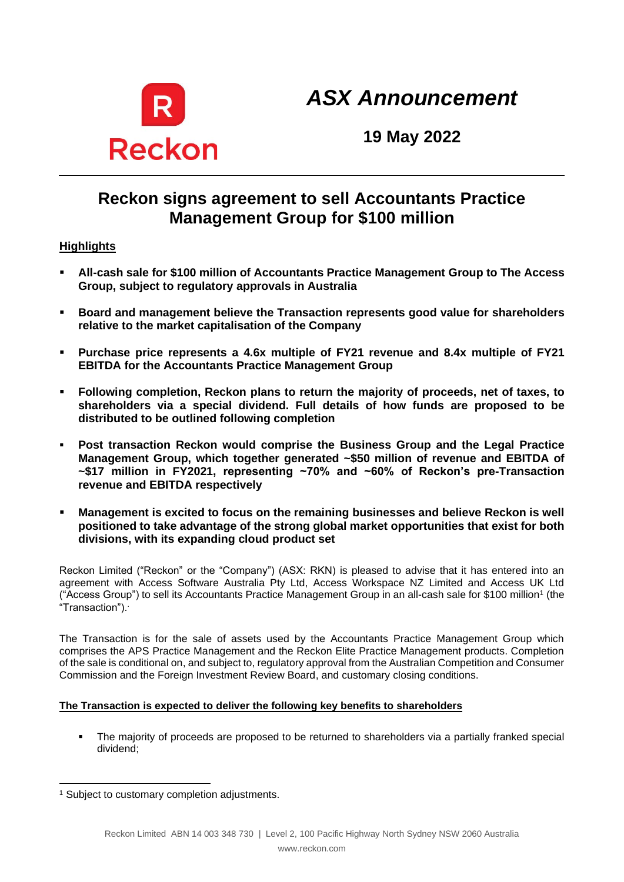*ASX Announcement*

**19 May 2022**

# Reckon signs agreement to sell Accountants Practice Management Group for $100 million

**Highlights**

- **All-cash sale for $100 million of Accountants Practice Management Group to The Access Group, subject to regulatory approvals in Australia**
- **Board and management believe the Transaction represents good value for shareholders relative to the market capitalisation of the Company**
- **Purchase price represents a 4.6x multiple of FY21 revenue and 8.4x multiple of FY21 EBITDA for the Accountants Practice Management Group**
- **Following completion, Reckon plans to return the majority of proceeds, net of taxes, to shareholders via a special dividend. Full details of how funds are proposed to be distributed to be outlined following completion**
- **Post transaction Reckon would comprise the Business Group and the Legal Practice Management Group, which together generated ~$50 million of revenue and EBITDA of ~$17 million in FY2021, representing ~70% and ~60% of Reckon's pre-Transaction revenue and EBITDA respectively**
- **Management is excited to focus on the remaining businesses and believe Reckon is well positioned to take advantage of the strong global market opportunities that exist for both divisions, with its expanding cloud product set**

Reckon Limited ("Reckon" or the "Company") (ASX: RKN) is pleased to advise that it has entered into an agreement with Access Software Australia Pty Ltd, Access Workspace NZ Limited and Access UK Ltd ("Access Group") to sell its Accountants Practice Management Group in an all-cash sale for $100 million[1] (the "Transaction").

The Transaction is for the sale of assets used by the Accountants Practice Management Group which comprises the APS Practice Management and the Reckon Elite Practice Management products. Completion of the sale is conditional on, and subject to, regulatory approval from the Australian Competition and Consumer Commission and the Foreign Investment Review Board, and customary closing conditions.

**The Transaction is expected to deliver the following key benefits to shareholders**

- The majority of proceeds are proposed to be returned to shareholders via a partially franked special dividend;

[1] Subject to customary completion adjustments.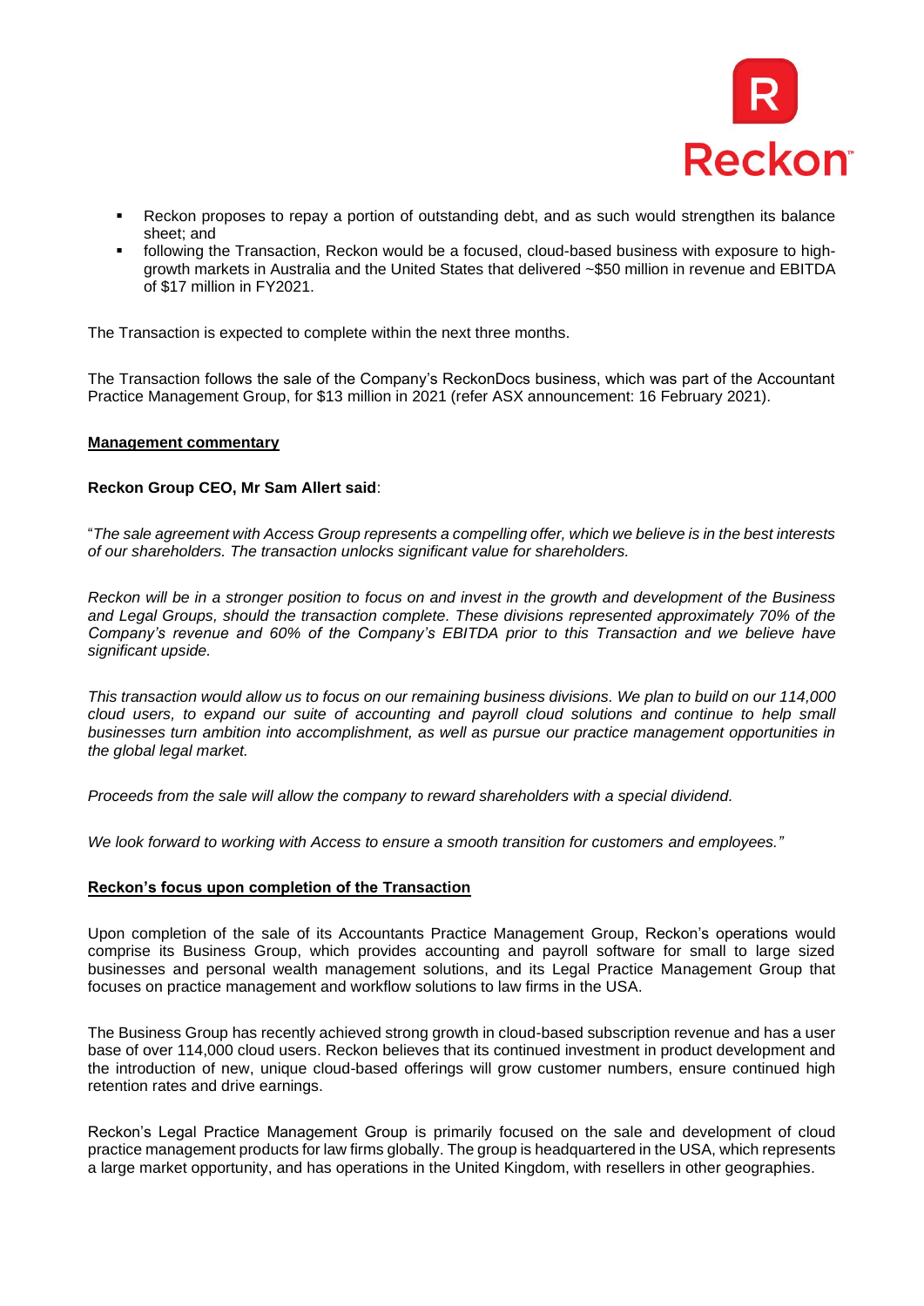- Reckon proposes to repay a portion of outstanding debt, and as such would strengthen its balance sheet; and
- following the Transaction, Reckon would be a focused, cloud-based business with exposure to high-growth markets in Australia and the United States that delivered ~$50 million in revenue and EBITDA of $17 million in FY2021.

The Transaction is expected to complete within the next three months.

The Transaction follows the sale of the Company's ReckonDocs business, which was part of the Accountant Practice Management Group, for $13 million in 2021 (refer ASX announcement: 16 February 2021).

**Management commentary**

**Reckon Group CEO, Mr Sam Allert said**:

"*The sale agreement with Access Group represents a compelling offer, which we believe is in the best interests of our shareholders. The transaction unlocks significant value for shareholders.*

*Reckon will be in a stronger position to focus on and invest in the growth and development of the Business and Legal Groups, should the transaction complete. These divisions represented approximately 70% of the Company's revenue and 60% of the Company's EBITDA prior to this Transaction and we believe have significant upside.*

*This transaction would allow us to focus on our remaining business divisions. We plan to build on our 114,000 cloud users, to expand our suite of accounting and payroll cloud solutions and continue to help small businesses turn ambition into accomplishment, as well as pursue our practice management opportunities in the global legal market.*

*Proceeds from the sale will allow the company to reward shareholders with a special dividend.*

*We look forward to working with Access to ensure a smooth transition for customers and employees."*

**Reckon's focus upon completion of the Transaction**

Upon completion of the sale of its Accountants Practice Management Group, Reckon's operations would comprise its Business Group, which provides accounting and payroll software for small to large sized businesses and personal wealth management solutions, and its Legal Practice Management Group that focuses on practice management and workflow solutions to law firms in the USA.

The Business Group has recently achieved strong growth in cloud-based subscription revenue and has a user base of over 114,000 cloud users. Reckon believes that its continued investment in product development and the introduction of new, unique cloud-based offerings will grow customer numbers, ensure continued high retention rates and drive earnings.

Reckon's Legal Practice Management Group is primarily focused on the sale and development of cloud practice management products for law firms globally. The group is headquartered in the USA, which represents a large market opportunity, and has operations in the United Kingdom, with resellers in other geographies.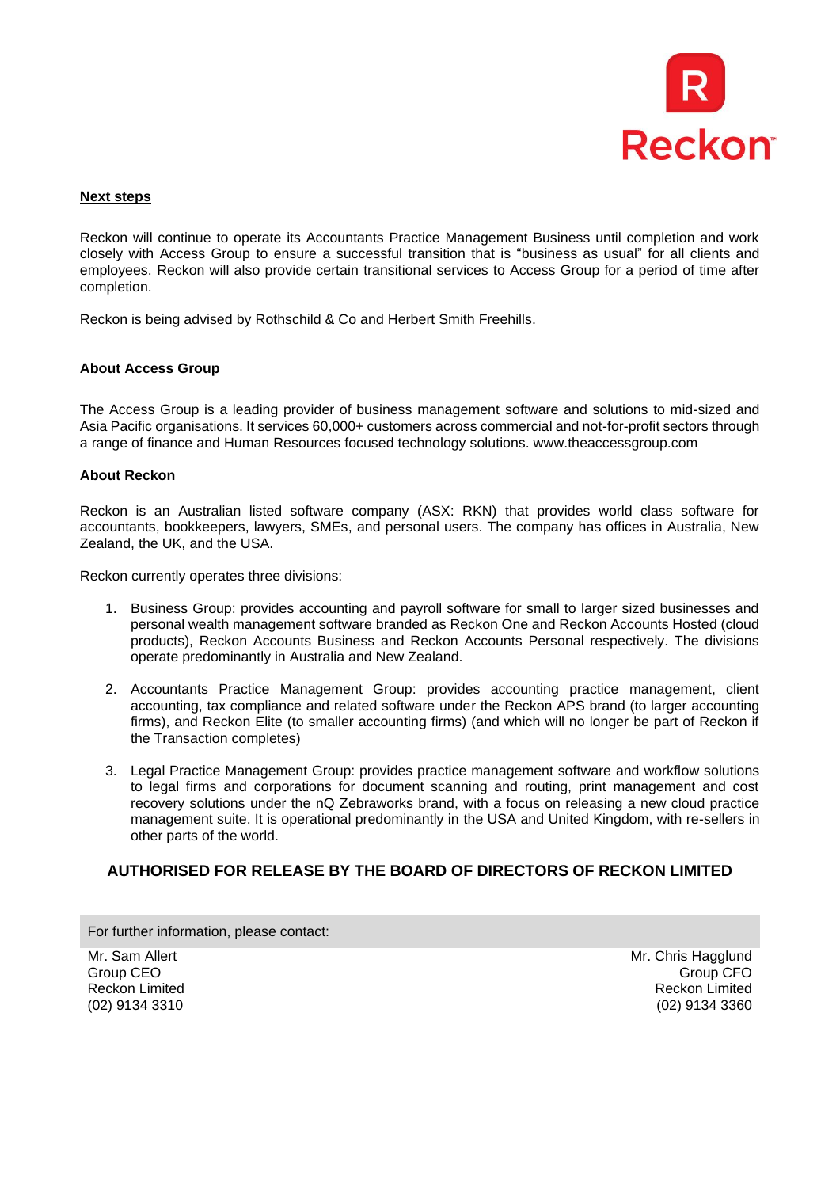**Next steps**

Reckon will continue to operate its Accountants Practice Management Business until completion and work closely with Access Group to ensure a successful transition that is "business as usual" for all clients and employees. Reckon will also provide certain transitional services to Access Group for a period of time after completion.

Reckon is being advised by Rothschild & Co and Herbert Smith Freehills.

**About Access Group**

The Access Group is a leading provider of business management software and solutions to mid-sized and Asia Pacific organisations. It services 60,000+ customers across commercial and not-for-profit sectors through a range of finance and Human Resources focused technology solutions. www.theaccessgroup.com

**About Reckon**

Reckon is an Australian listed software company (ASX: RKN) that provides world class software for accountants, bookkeepers, lawyers, SMEs, and personal users. The company has offices in Australia, New Zealand, the UK, and the USA.

Reckon currently operates three divisions:

1. Business Group: provides accounting and payroll software for small to larger sized businesses and personal wealth management software branded as Reckon One and Reckon Accounts Hosted (cloud products), Reckon Accounts Business and Reckon Accounts Personal respectively. The divisions operate predominantly in Australia and New Zealand.

2. Accountants Practice Management Group: provides accounting practice management, client accounting, tax compliance and related software under the Reckon APS brand (to larger accounting firms), and Reckon Elite (to smaller accounting firms) (and which will no longer be part of Reckon if the Transaction completes)

3. Legal Practice Management Group: provides practice management software and workflow solutions to legal firms and corporations for document scanning and routing, print management and cost recovery solutions under the nQ Zebraworks brand, with a focus on releasing a new cloud practice management suite. It is operational predominantly in the USA and United Kingdom, with re-sellers in other parts of the world.

**AUTHORISED FOR RELEASE BY THE BOARD OF DIRECTORS OF RECKON LIMITED**

For further information, please contact:

| | |
|---|---|
| Mr. Sam Allert | Mr. Chris Hagglund |
| Group CEO | Group CFO |
| Reckon Limited | Reckon Limited |
| (02) 9134 3310 | (02) 9134 3360 |